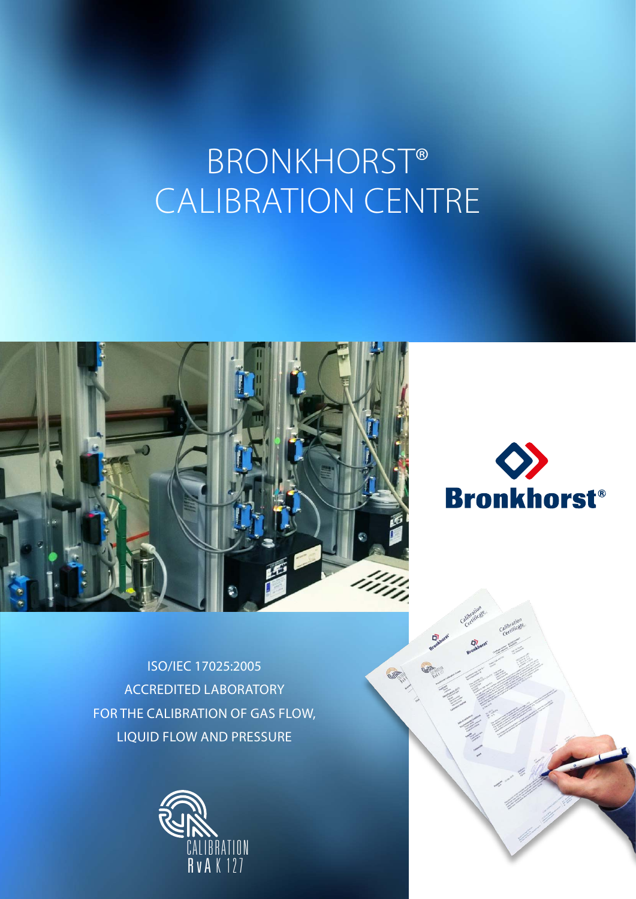# BRONKHORST® CALIBRATION CENTRE

Bronkhorst®

ISO/IEC 17025:2005
ACCREDITED LABORATORY
FOR THE CALIBRATION OF GAS FLOW,
LIQUID FLOW AND PRESSURE

CALIBRATION
RvA K 127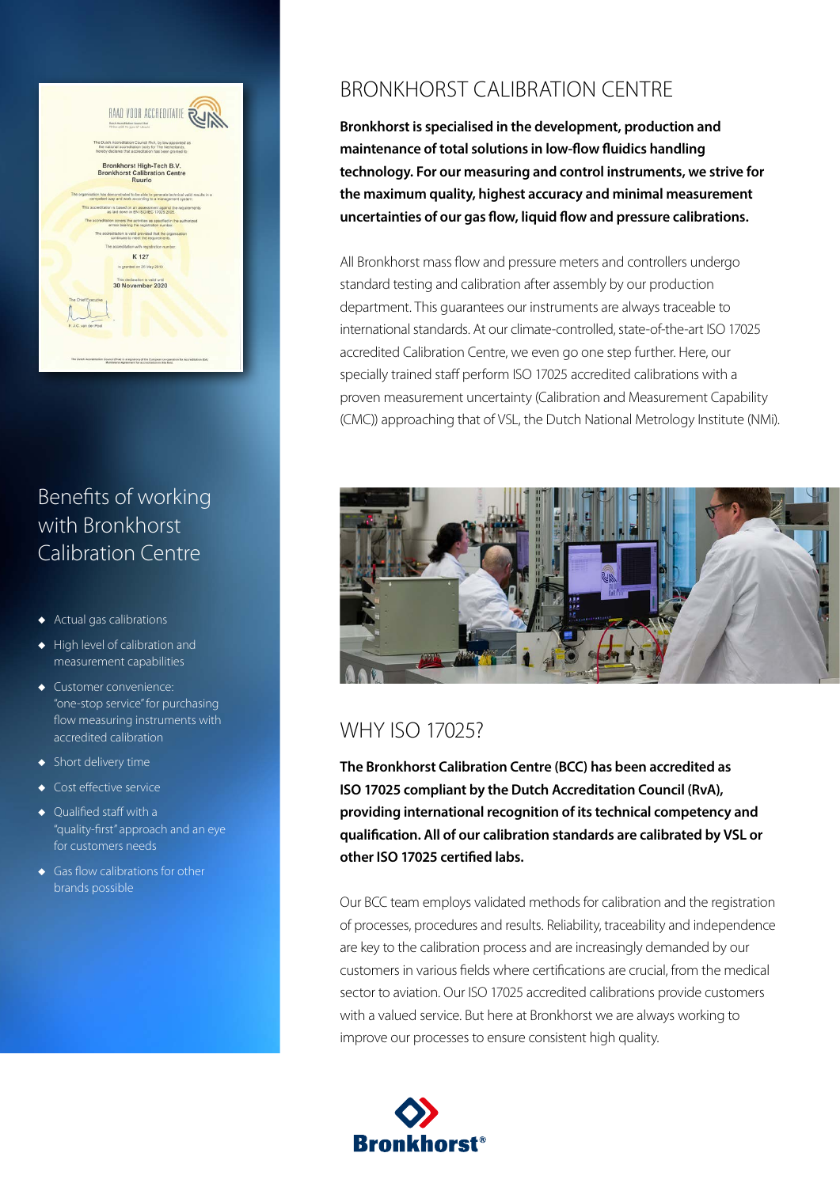# BRONKHORST CALIBRATION CENTRE

**Bronkhorst is specialised in the development, production and maintenance of total solutions in low-flow fluidics handling technology. For our measuring and control instruments, we strive for the maximum quality, highest accuracy and minimal measurement uncertainties of our gas flow, liquid flow and pressure calibrations.**

All Bronkhorst mass flow and pressure meters and controllers undergo standard testing and calibration after assembly by our production department. This guarantees our instruments are always traceable to international standards. At our climate-controlled, state-of-the-art ISO 17025 accredited Calibration Centre, we even go one step further. Here, our specially trained staff perform ISO 17025 accredited calibrations with a proven measurement uncertainty (Calibration and Measurement Capability (CMC)) approaching that of VSL, the Dutch National Metrology Institute (NMi).

## WHY ISO 17025?

**The Bronkhorst Calibration Centre (BCC) has been accredited as ISO 17025 compliant by the Dutch Accreditation Council (RvA), providing international recognition of its technical competency and qualification. All of our calibration standards are calibrated by VSL or other ISO 17025 certified labs.**

Our BCC team employs validated methods for calibration and the registration of processes, procedures and results. Reliability, traceability and independence are key to the calibration process and are increasingly demanded by our customers in various fields where certifications are crucial, from the medical sector to aviation. Our ISO 17025 accredited calibrations provide customers with a valued service. But here at Bronkhorst we are always working to improve our processes to ensure consistent high quality.

## Benefits of working with Bronkhorst Calibration Centre

- Actual gas calibrations
- High level of calibration and measurement capabilities
- Customer convenience: "one-stop service" for purchasing flow measuring instruments with accredited calibration
- Short delivery time
- Cost effective service
- Qualified staff with a "quality-first" approach and an eye for customers needs
- Gas flow calibrations for other brands possible

Bronkhorst®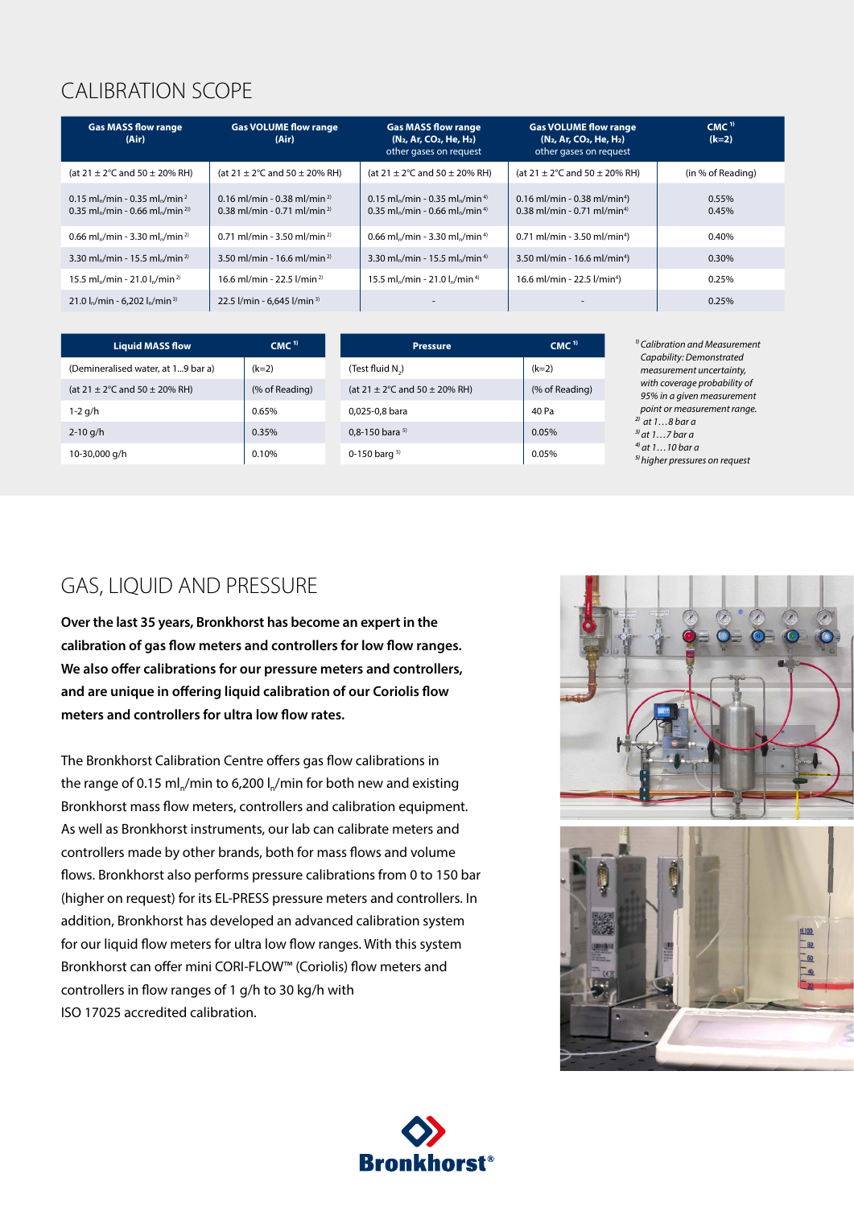## CALIBRATION SCOPE

| Gas MASS flow range (Air) | Gas VOLUME flow range (Air) | Gas MASS flow range ($N_2$, Ar, $CO_2$, He, $H_2$) other gases on request | Gas VOLUME flow range ($N_2$, Ar, $CO_2$, He, $H_2$) other gases on request | CMC [1] (k=2) |
|---|---|---|---|---|
| (at 21 ± 2°C and 50 ± 20% RH) | (at 21 ± 2°C and 50 ± 20% RH) | (at 21 ± 2°C and 50 ± 20% RH) | (at 21 ± 2°C and 50 ± 20% RH) | (in % of Reading) |
| 0.15 $ml_n$/min - 0.35 $ml_n$/min [2] <br> 0.35 $ml_n$/min - 0.66 $ml_n$/min [2] | 0.16 ml/min - 0.38 ml/min [2] <br> 0.38 ml/min - 0.71 ml/min [2] | 0.15 $ml_n$/min - 0.35 $ml_n$/min [4] <br> 0.35 $ml_n$/min - 0.66 $ml_n$/min [4] | 0.16 ml/min - 0.38 ml/min [4] <br> 0.38 ml/min - 0.71 ml/min [4] | 0.55% <br> 0.45% |
| 0.66 $ml_n$/min - 3.30 $ml_n$/min [2] | 0.71 ml/min - 3.50 ml/min [2] | 0.66 $ml_n$/min - 3.30 $ml_n$/min [4] | 0.71 ml/min - 3.50 ml/min [4] | 0.40% |
| 3.30 $ml_n$/min - 15.5 $ml_n$/min [2] | 3.50 ml/min - 16.6 ml/min [2] | 3.30 $ml_n$/min - 15.5 $ml_n$/min [4] | 3.50 ml/min - 16.6 ml/min [4] | 0.30% |
| 15.5 $ml_n$/min - 21.0 $l_n$/min [2] | 16.6 ml/min - 22.5 l/min [2] | 15.5 $ml_n$/min - 21.0 $l_n$/min [4] | 16.6 ml/min - 22.5 l/min [4] | 0.25% |
| 21.0 $l_n$/min - 6,202 $l_n$/min [3] | 22.5 l/min - 6,645 l/min [3] | - | - | 0.25% |

| Liquid MASS flow | CMC [1] |
|---|---|
| (Demineralised water, at 1...9 bar a) | (k=2) |
| (at 21 ± 2°C and 50 ± 20% RH) | (% of Reading) |
| 1-2 g/h | 0.65% |
| 2-10 g/h | 0.35% |
| 10-30,000 g/h | 0.10% |

| Pressure | CMC [1] |
|---|---|
| (Test fluid $N_2$) | (k=2) |
| (at 21 ± 2°C and 50 ± 20% RH) | (% of Reading) |
| 0,025-0,8 bara | 40 Pa |
| 0,8-150 bara [5] | 0.05% |
| 0-150 barg [5] | 0.05% |

*[1] Calibration and Measurement Capability: Demonstrated measurement uncertainty, with coverage probability of 95% in a given measurement point or measurement range.*
*[2] at 1…8 bar a*
*[3] at 1…7 bar a*
*[4] at 1…10 bar a*
*[5] higher pressures on request*

## GAS, LIQUID AND PRESSURE

**Over the last 35 years, Bronkhorst has become an expert in the calibration of gas flow meters and controllers for low flow ranges. We also offer calibrations for our pressure meters and controllers, and are unique in offering liquid calibration of our Coriolis flow meters and controllers for ultra low flow rates.**

The Bronkhorst Calibration Centre offers gas flow calibrations in the range of 0.15 $ml_n$/min to 6,200 $l_n$/min for both new and existing Bronkhorst mass flow meters, controllers and calibration equipment. As well as Bronkhorst instruments, our lab can calibrate meters and controllers made by other brands, both for mass flows and volume flows. Bronkhorst also performs pressure calibrations from 0 to 150 bar (higher on request) for its EL-PRESS pressure meters and controllers. In addition, Bronkhorst has developed an advanced calibration system for our liquid flow meters for ultra low flow ranges. With this system Bronkhorst can offer mini CORI-FLOW™ (Coriolis) flow meters and controllers in flow ranges of 1 g/h to 30 kg/h with ISO 17025 accredited calibration.

Bronkhorst®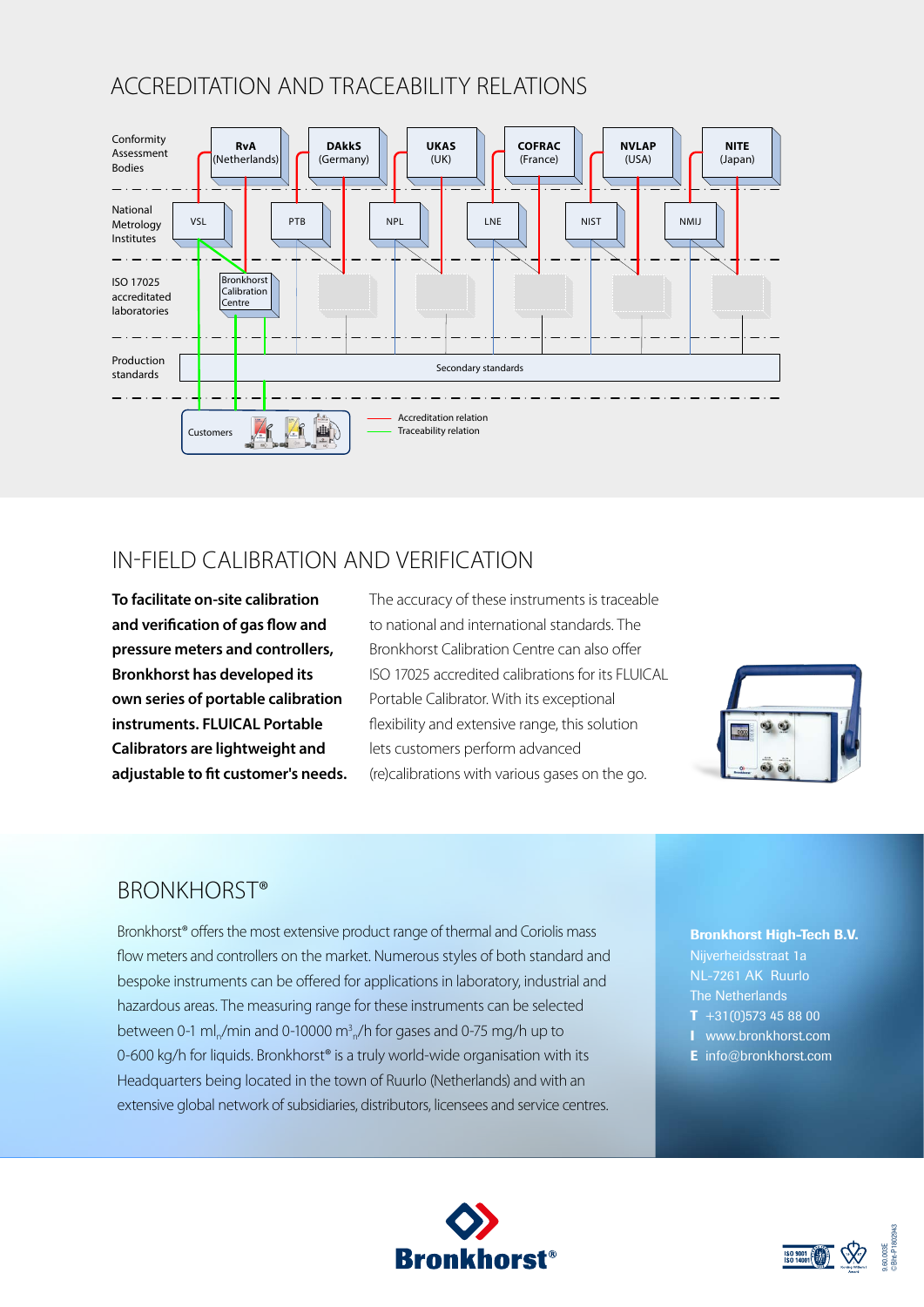# ACCREDITATION AND TRACEABILITY RELATIONS

Conformity Assessment Bodies

RvA (Netherlands)

DAkkS (Germany)

UKAS (UK)

COFRAC (France)

NVLAP (USA)

NITE (Japan)

National Metrology Institutes

VSL

PTB

NPL

LNE

NIST

NMIJ

ISO 17025 accredited laboratories

Bronkhorst Calibration Centre

Production standards

Secondary standards

Customers

Accreditation relation

Traceability relation

# IN-FIELD CALIBRATION AND VERIFICATION

**To facilitate on-site calibration and verification of gas flow and pressure meters and controllers, Bronkhorst has developed its own series of portable calibration instruments. FLUICAL Portable Calibrators are lightweight and adjustable to fit customer's needs.**

The accuracy of these instruments is traceable to national and international standards. The Bronkhorst Calibration Centre can also offer ISO 17025 accredited calibrations for its FLUICAL Portable Calibrator. With its exceptional flexibility and extensive range, this solution lets customers perform advanced (re)calibrations with various gases on the go.

# BRONKHORST®

Bronkhorst® offers the most extensive product range of thermal and Coriolis mass flow meters and controllers on the market. Numerous styles of both standard and bespoke instruments can be offered for applications in laboratory, industrial and hazardous areas. The measuring range for these instruments can be selected between 0-1 $ml_n$/min and 0-10000 $m^3_n$/h for gases and 0-75 mg/h up to 0-600 kg/h for liquids. Bronkhorst® is a truly world-wide organisation with its Headquarters being located in the town of Ruurlo (Netherlands) and with an extensive global network of subsidiaries, distributors, licensees and service centres.

**Bronkhorst High-Tech B.V.**
Nijverheidsstraat 1a
NL-7261 AK Ruurlo
The Netherlands
**T** +31(0)573 45 88 00
**I** www.bronkhorst.com
**E** info@bronkhorst.com

Bronkhorst®

ISO 9001 ISO 14001

9.60.003E
© BH-P1802943